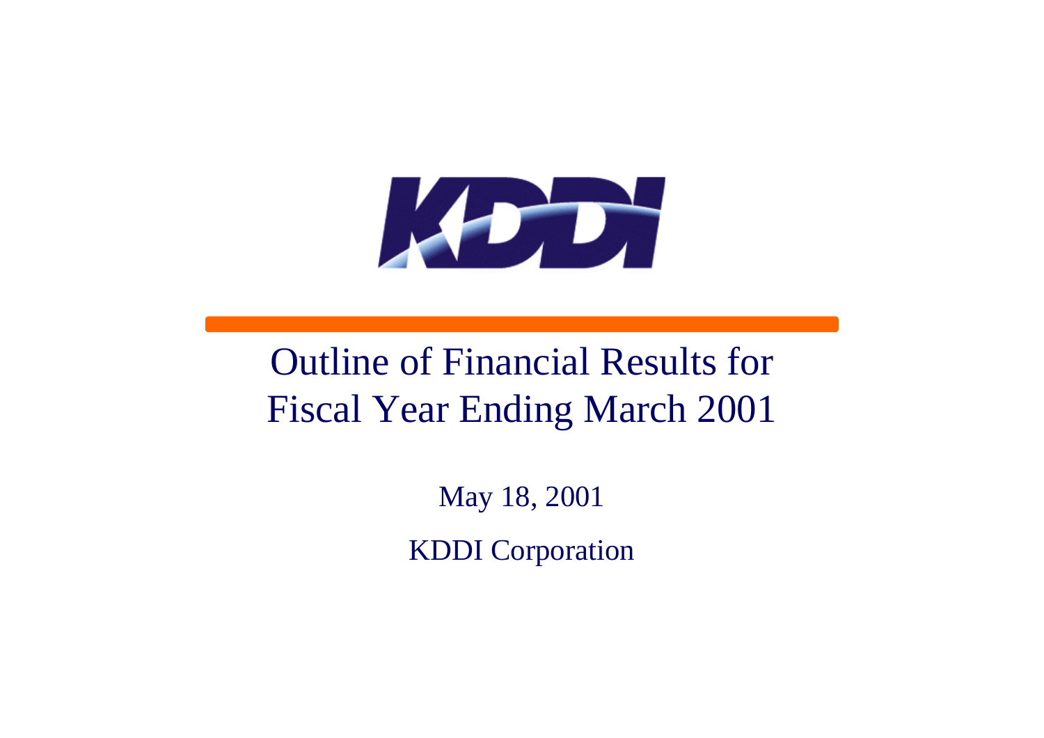KDDI

# Outline of Financial Results for Fiscal Year Ending March 2001

May 18, 2001

KDDI Corporation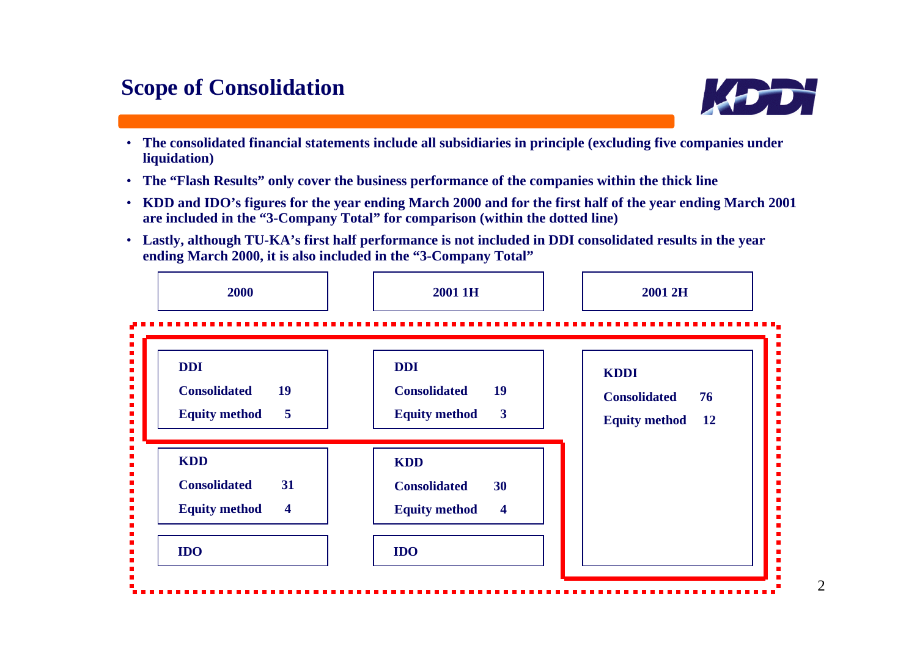## Scope of Consolidation

- The consolidated financial statements include all subsidiaries in principle (excluding five companies under liquidation)
- The "Flash Results" only cover the business performance of the companies within the thick line
- KDD and IDO's figures for the year ending March 2000 and for the first half of the year ending March 2001 are included in the "3-Company Total" for comparison (within the dotted line)
- Lastly, although TU-KA's first half performance is not included in DDI consolidated results in the year ending March 2000, it is also included in the "3-Company Total"

| 2000 | 2001 1H | 2001 2H |
|---|---|---|
| **DDI**<br>Consolidated 19<br>Equity method 5 | **DDI**<br>Consolidated 19<br>Equity method 3 | **KDDI**<br>Consolidated 76<br>Equity method 12 |
| **KDD**<br>Consolidated 31<br>Equity method 4 | **KDD**<br>Consolidated 30<br>Equity method 4 | |
| **IDO** | **IDO** | |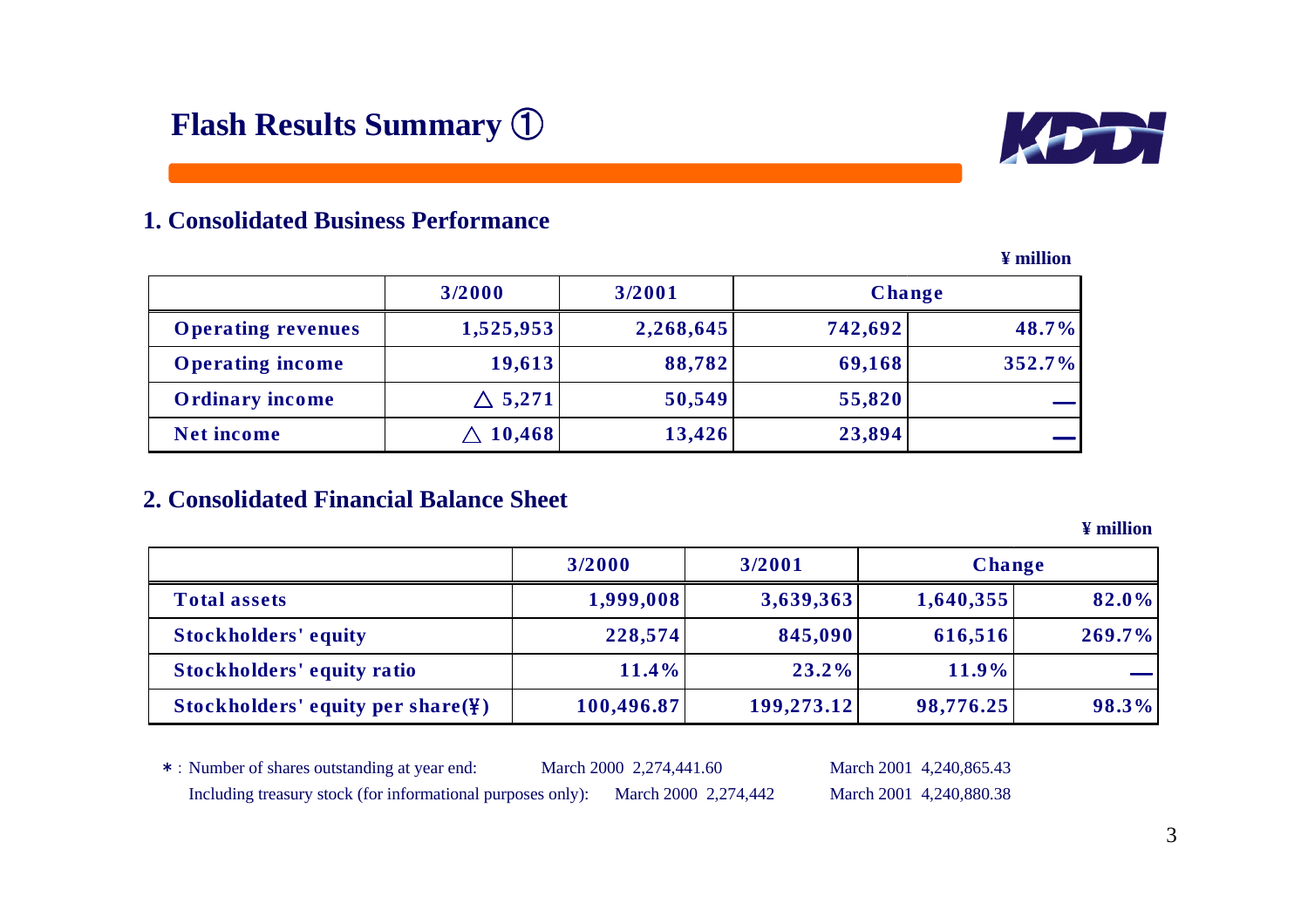# Flash Results Summary ①

## 1. Consolidated Business Performance

¥ million

| | 3/2000 | 3/2001 | Change | |
|---|---|---|---|---|
| Operating revenues | 1,525,953 | 2,268,645 | 742,692 | 48.7% |
| Operating income | 19,613 | 88,782 | 69,168 | 352.7% |
| Ordinary income | △ 5,271 | 50,549 | 55,820 | — |
| Net income | △ 10,468 | 13,426 | 23,894 | — |

## 2. Consolidated Financial Balance Sheet

¥ million

| | 3/2000 | 3/2001 | Change | |
|---|---|---|---|---|
| Total assets | 1,999,008 | 3,639,363 | 1,640,355 | 82.0% |
| Stockholders' equity | 228,574 | 845,090 | 616,516 | 269.7% |
| Stockholders' equity ratio | 11.4% | 23.2% | 11.9% | — |
| Stockholders' equity per share(¥) | 100,496.87 | 199,273.12 | 98,776.25 | 98.3% |

* : Number of shares outstanding at year end: March 2000 2,274,441.60 March 2001 4,240,865.43
Including treasury stock (for informational purposes only): March 2000 2,274,442 March 2001 4,240,880.38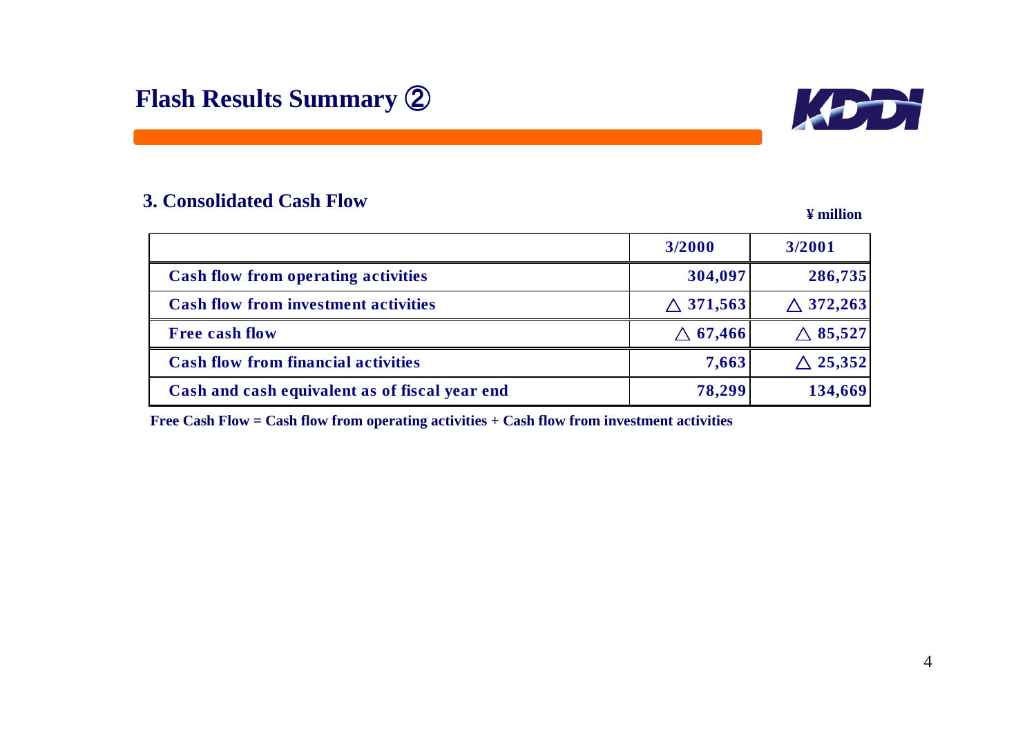# Flash Results Summary ②

## 3. Consolidated Cash Flow

¥ million

| | 3/2000 | 3/2001 |
|---|---|---|
| Cash flow from operating activities | 304,097 | 286,735 |
| Cash flow from investment activities | △ 371,563 | △ 372,263 |
| Free cash flow | △ 67,466 | △ 85,527 |
| Cash flow from financial activities | 7,663 | △ 25,352 |
| Cash and cash equivalent as of fiscal year end | 78,299 | 134,669 |

**Free Cash Flow = Cash flow from operating activities + Cash flow from investment activities**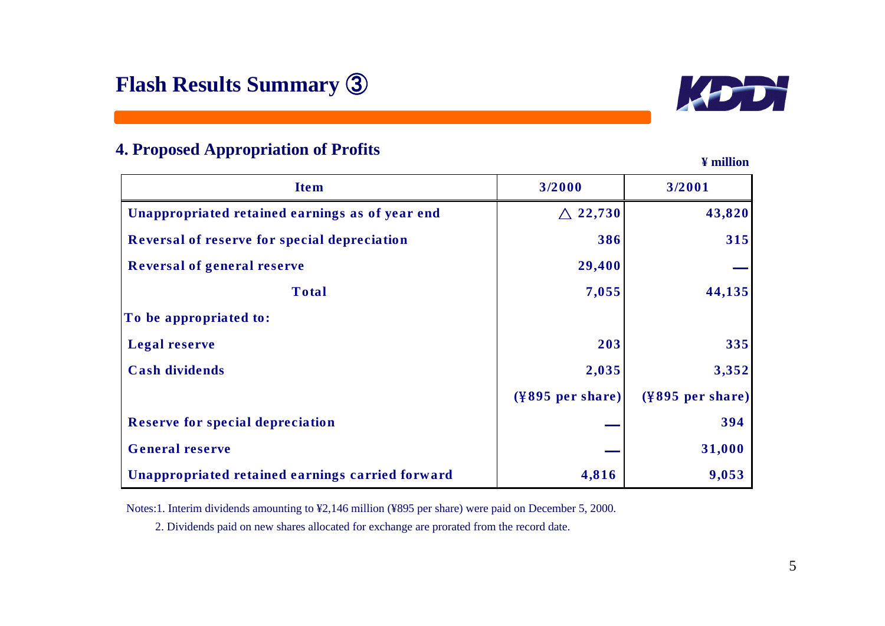# Flash Results Summary ③

## 4. Proposed Appropriation of Profits

¥ million

| Item | 3/2000 | 3/2001 |
| --- | --- | --- |
| Unappropriated retained earnings as of year end | △ 22,730 | 43,820 |
| Reversal of reserve for special depreciation | 386 | 315 |
| Reversal of general reserve | 29,400 | — |
| Total | 7,055 | 44,135 |
| To be appropriated to: | | |
| Legal reserve | 203 | 335 |
| Cash dividends | 2,035 | 3,352 |
| | (¥895 per share) | (¥895 per share) |
| Reserve for special depreciation | — | 394 |
| General reserve | — | 31,000 |
| Unappropriated retained earnings carried forward | 4,816 | 9,053 |

Notes:1. Interim dividends amounting to ¥2,146 million (¥895 per share) were paid on December 5, 2000.

2. Dividends paid on new shares allocated for exchange are prorated from the record date.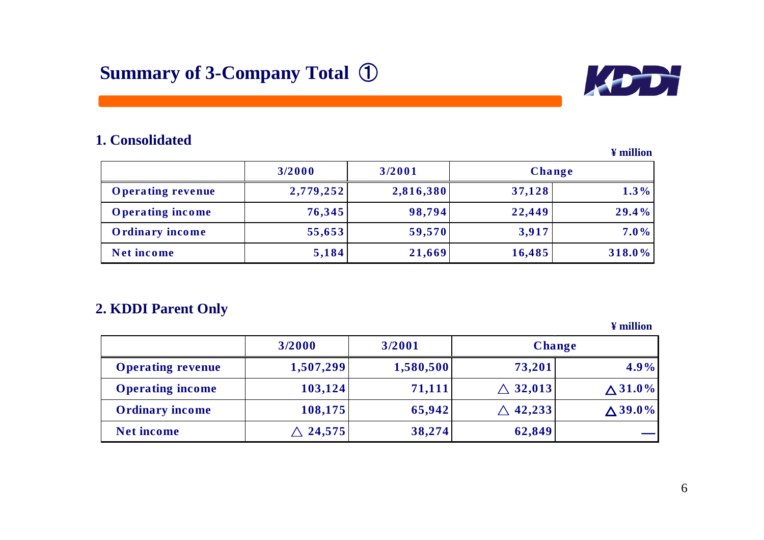# Summary of 3-Company Total ①

## 1. Consolidated

¥ million

| | 3/2000 | 3/2001 | Change | |
|---|---|---|---|---|
| Operating revenue | 2,779,252 | 2,816,380 | 37,128 | 1.3% |
| Operating income | 76,345 | 98,794 | 22,449 | 29.4% |
| Ordinary income | 55,653 | 59,570 | 3,917 | 7.0% |
| Net income | 5,184 | 21,669 | 16,485 | 318.0% |

## 2. KDDI Parent Only

¥ million

| | 3/2000 | 3/2001 | Change | |
|---|---|---|---|---|
| Operating revenue | 1,507,299 | 1,580,500 | 73,201 | 4.9% |
| Operating income | 103,124 | 71,111 | △ 32,013 | △31.0% |
| Ordinary income | 108,175 | 65,942 | △ 42,233 | △39.0% |
| Net income | △ 24,575 | 38,274 | 62,849 | — |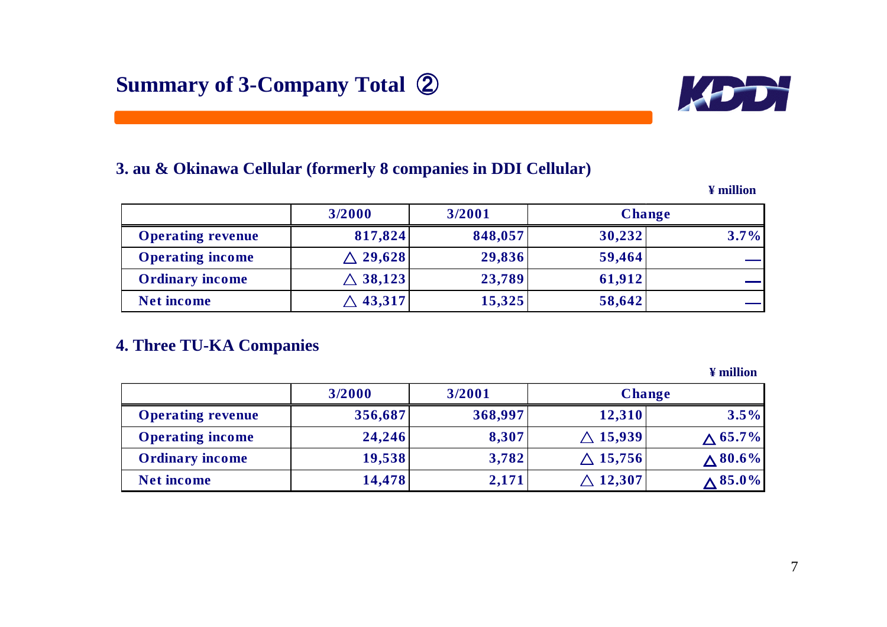# Summary of 3-Company Total ②

## 3. au & Okinawa Cellular (formerly 8 companies in DDI Cellular)

¥ million

| | 3/2000 | 3/2001 | Change | |
|---|---|---|---|---|
| Operating revenue | 817,824 | 848,057 | 30,232 | 3.7% |
| Operating income | △ 29,628 | 29,836 | 59,464 | — |
| Ordinary income | △ 38,123 | 23,789 | 61,912 | — |
| Net income | △ 43,317 | 15,325 | 58,642 | — |

## 4. Three TU-KA Companies

¥ million

| | 3/2000 | 3/2001 | Change | |
|---|---|---|---|---|
| Operating revenue | 356,687 | 368,997 | 12,310 | 3.5% |
| Operating income | 24,246 | 8,307 | △ 15,939 | △ 65.7% |
| Ordinary income | 19,538 | 3,782 | △ 15,756 | △ 80.6% |
| Net income | 14,478 | 2,171 | △ 12,307 | △ 85.0% |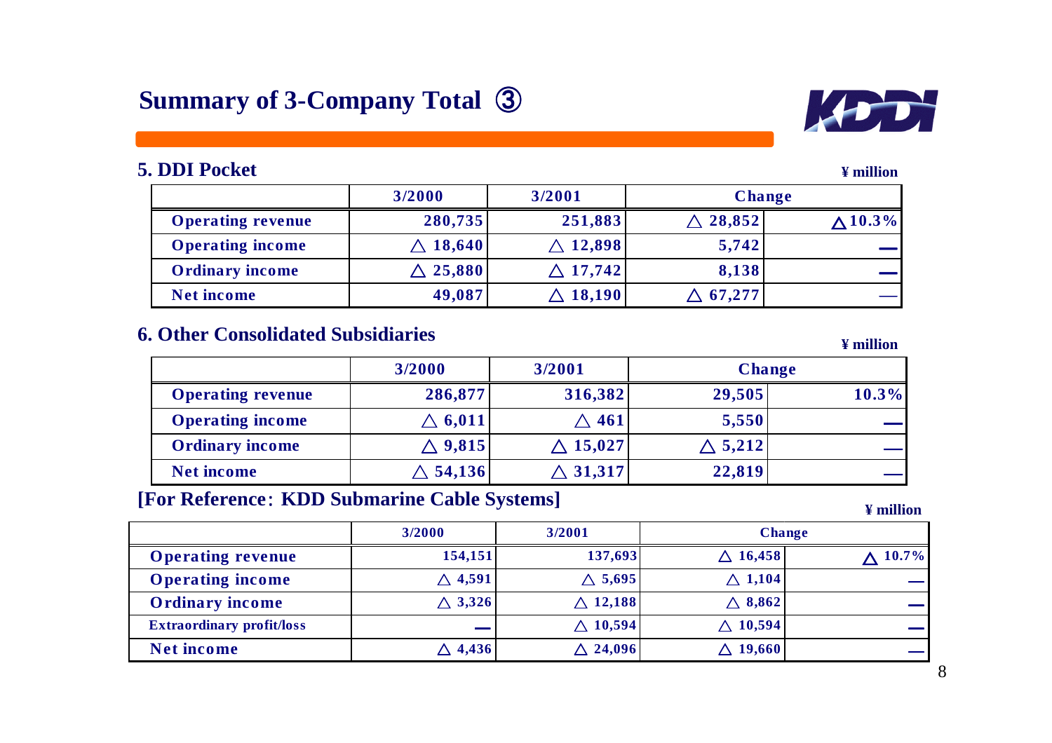# Summary of 3-Company Total ③

## 5. DDI Pocket

¥ million

| | 3/2000 | 3/2001 | Change | |
|---|---|---|---|---|
| Operating revenue | 280,735 | 251,883 | △ 28,852 | △10.3% |
| Operating income | △ 18,640 | △ 12,898 | 5,742 | — |
| Ordinary income | △ 25,880 | △ 17,742 | 8,138 | — |
| Net income | 49,087 | △ 18,190 | △ 67,277 | — |

## 6. Other Consolidated Subsidiaries

¥ million

| | 3/2000 | 3/2001 | Change | |
|---|---|---|---|---|
| Operating revenue | 286,877 | 316,382 | 29,505 | 10.3% |
| Operating income | △ 6,011 | △ 461 | 5,550 | — |
| Ordinary income | △ 9,815 | △ 15,027 | △ 5,212 | — |
| Net income | △ 54,136 | △ 31,317 | 22,819 | — |

## [For Reference: KDD Submarine Cable Systems]

¥ million

| | 3/2000 | 3/2001 | Change | |
|---|---|---|---|---|
| Operating revenue | 154,151 | 137,693 | △ 16,458 | △ 10.7% |
| Operating income | △ 4,591 | △ 5,695 | △ 1,104 | — |
| Ordinary income | △ 3,326 | △ 12,188 | △ 8,862 | — |
| Extraordinary profit/loss | — | △ 10,594 | △ 10,594 | — |
| Net income | △ 4,436 | △ 24,096 | △ 19,660 | — |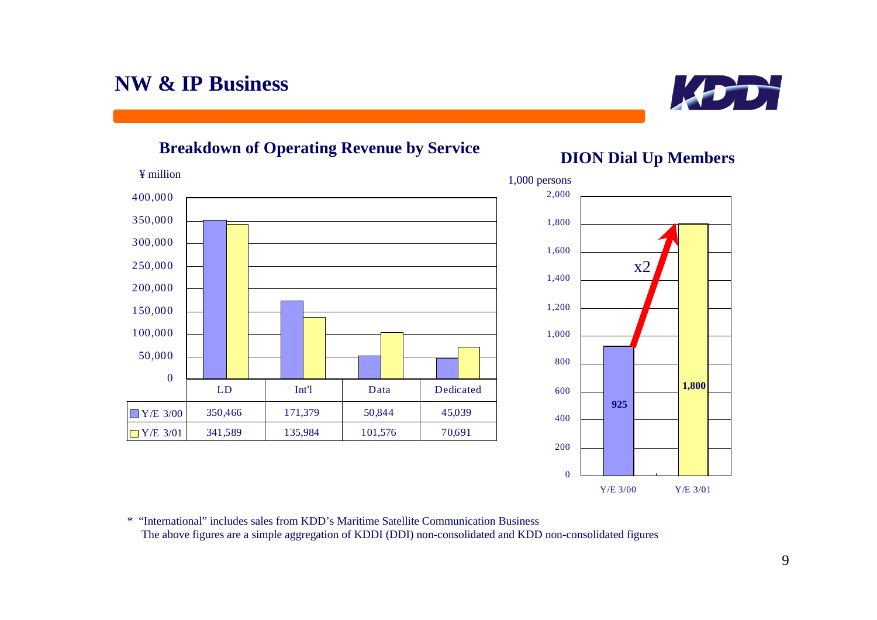# NW & IP Business

## Breakdown of Operating Revenue by Service

¥ million

|  | LD | Int'l | Data | Dedicated |
|---|---|---|---|---|
| Y/E 3/00 | 350,466 | 171,379 | 50,844 | 45,039 |
| Y/E 3/01 | 341,589 | 135,984 | 101,576 | 70,691 |

## DION Dial Up Members

1,000 persons

| Y/E 3/00 | Y/E 3/01 |
|---|---|
| 925 | 1,800 |

x2

\* "International" includes sales from KDD's Maritime Satellite Communication Business
The above figures are a simple aggregation of KDDI (DDI) non-consolidated and KDD non-consolidated figures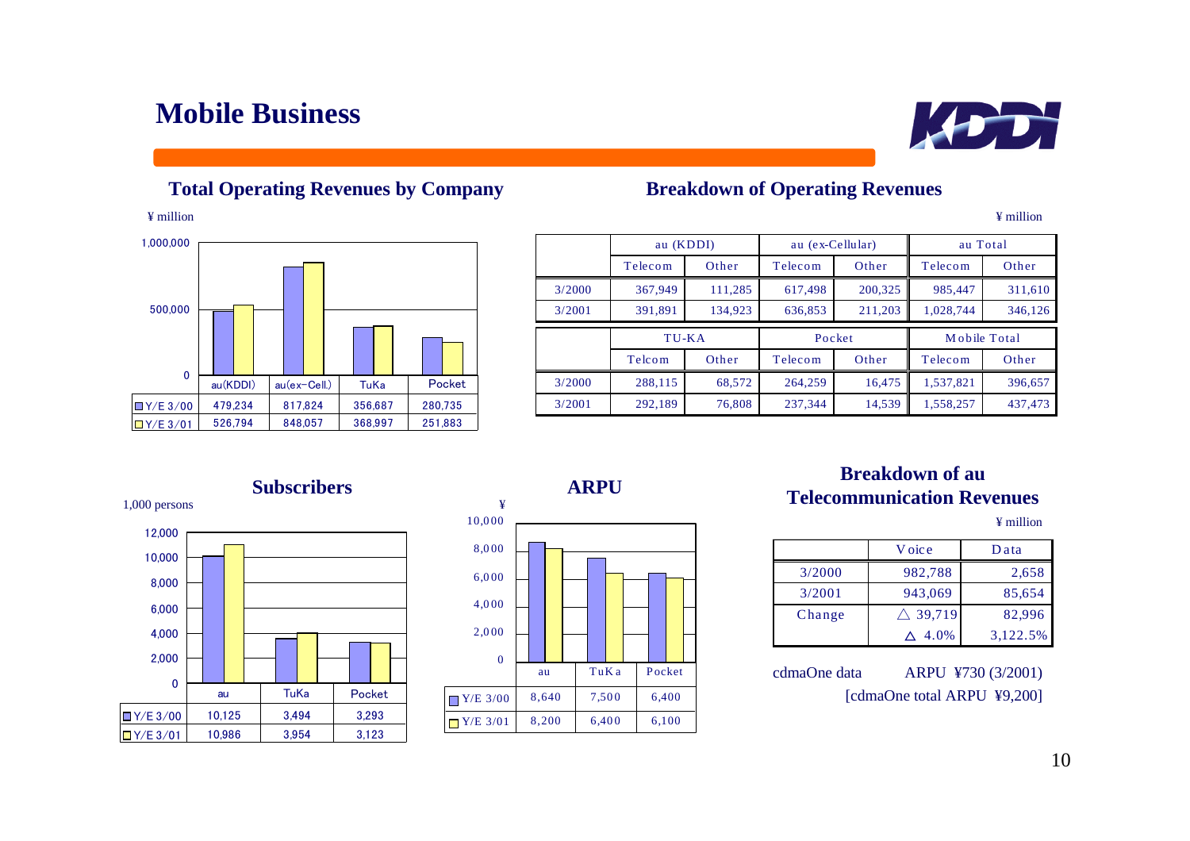# Mobile Business

## Total Operating Revenues by Company

¥ million

| | au(KDDI) | au(ex-Cell.) | TuKa | Pocket |
|---|---|---|---|---|
| Y/E 3/00 | 479,234 | 817,824 | 356,687 | 280,735 |
| Y/E 3/01 | 526,794 | 848,057 | 368,997 | 251,883 |

## Breakdown of Operating Revenues

¥ million

| | au (KDDI) | | au (ex-Cellular) | | au Total | |
|---|---|---|---|---|---|---|
| | Telecom | Other | Telecom | Other | Telecom | Other |
| 3/2000 | 367,949 | 111,285 | 617,498 | 200,325 | 985,447 | 311,610 |
| 3/2001 | 391,891 | 134,923 | 636,853 | 211,203 | 1,028,744 | 346,126 |

| | TU-KA | | Pocket | | Mobile Total | |
|---|---|---|---|---|---|---|
| | Telcom | Other | Telecom | Other | Telecom | Other |
| 3/2000 | 288,115 | 68,572 | 264,259 | 16,475 | 1,537,821 | 396,657 |
| 3/2001 | 292,189 | 76,808 | 237,344 | 14,539 | 1,558,257 | 437,473 |

## Subscribers

1,000 persons

| | au | TuKa | Pocket |
|---|---|---|---|
| Y/E 3/00 | 10,125 | 3,494 | 3,293 |
| Y/E 3/01 | 10,986 | 3,954 | 3,123 |

## ARPU

¥

| | au | TuKa | Pocket |
|---|---|---|---|
| Y/E 3/00 | 8,640 | 7,500 | 6,400 |
| Y/E 3/01 | 8,200 | 6,400 | 6,100 |

## Breakdown of au Telecommunication Revenues

¥ million

| | Voice | Data |
|---|---|---|
| 3/2000 | 982,788 | 2,658 |
| 3/2001 | 943,069 | 85,654 |
| Change | △ 39,719 | 82,996 |
| | △ 4.0% | 3,122.5% |

cdmaOne data ARPU ¥730 (3/2001)

[cdmaOne total ARPU ¥9,200]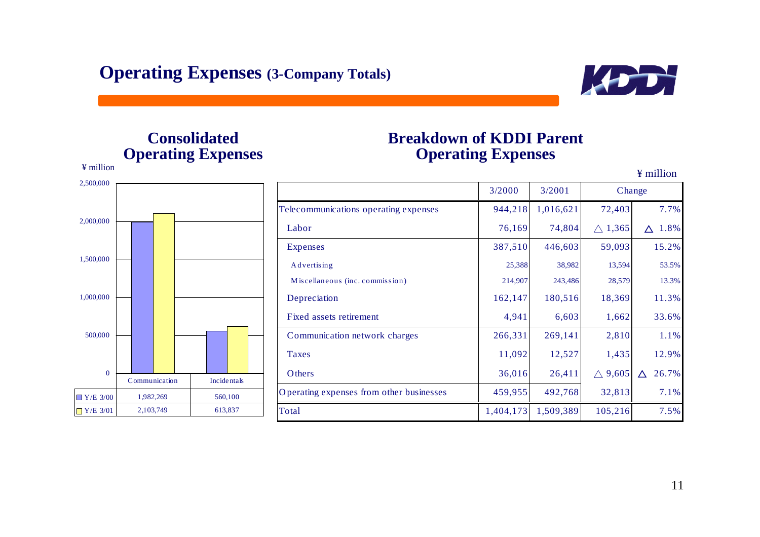# Operating Expenses (3-Company Totals)

## Consolidated Operating Expenses

¥ million

| | Communication | Incidentals |
|---|---|---|
| Y/E 3/00 | 1,982,269 | 560,100 |
| Y/E 3/01 | 2,103,749 | 613,837 |

## Breakdown of KDDI Parent Operating Expenses

¥ million

| | 3/2000 | 3/2001 | Change | |
|---|---|---|---|---|
| Telecommunications operating expenses | 944,218 | 1,016,621 | 72,403 | 7.7% |
| Labor | 76,169 | 74,804 | △ 1,365 | △ 1.8% |
| Expenses | 387,510 | 446,603 | 59,093 | 15.2% |
| Advertising | 25,388 | 38,982 | 13,594 | 53.5% |
| Miscellaneous (inc. commission) | 214,907 | 243,486 | 28,579 | 13.3% |
| Depreciation | 162,147 | 180,516 | 18,369 | 11.3% |
| Fixed assets retirement | 4,941 | 6,603 | 1,662 | 33.6% |
| Communication network charges | 266,331 | 269,141 | 2,810 | 1.1% |
| Taxes | 11,092 | 12,527 | 1,435 | 12.9% |
| Others | 36,016 | 26,411 | △ 9,605 | △ 26.7% |
| Operating expenses from other businesses | 459,955 | 492,768 | 32,813 | 7.1% |
| Total | 1,404,173 | 1,509,389 | 105,216 | 7.5% |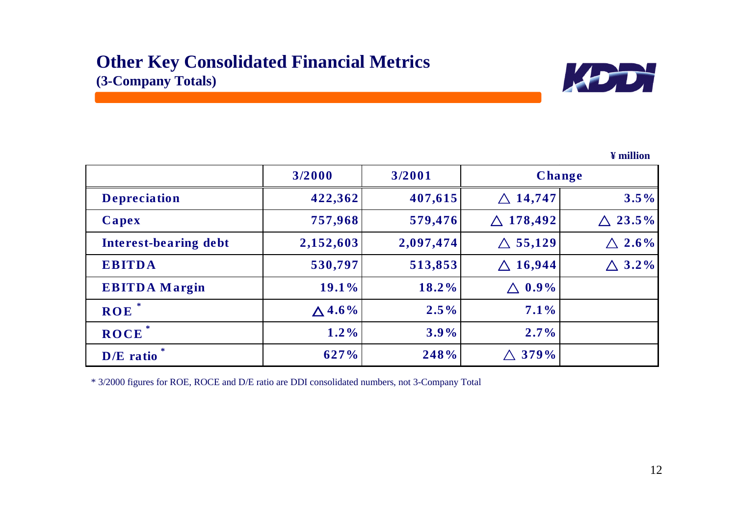# Other Key Consolidated Financial Metrics

**(3-Company Totals)**

¥ million

| | 3/2000 | 3/2001 | Change | |
|---|---|---|---|---|
| **Depreciation** | 422,362 | 407,615 | △ 14,747 | 3.5% |
| **Capex** | 757,968 | 579,476 | △ 178,492 | △ 23.5% |
| **Interest-bearing debt** | 2,152,603 | 2,097,474 | △ 55,129 | △ 2.6% |
| **EBITDA** | 530,797 | 513,853 | △ 16,944 | △ 3.2% |
| **EBITDA Margin** | 19.1% | 18.2% | △ 0.9% | |
| **ROE** * | △ 4.6% | 2.5% | 7.1% | |
| **ROCE** * | 1.2% | 3.9% | 2.7% | |
| **D/E ratio** * | 627% | 248% | △ 379% | |

* 3/2000 figures for ROE, ROCE and D/E ratio are DDI consolidated numbers, not 3-Company Total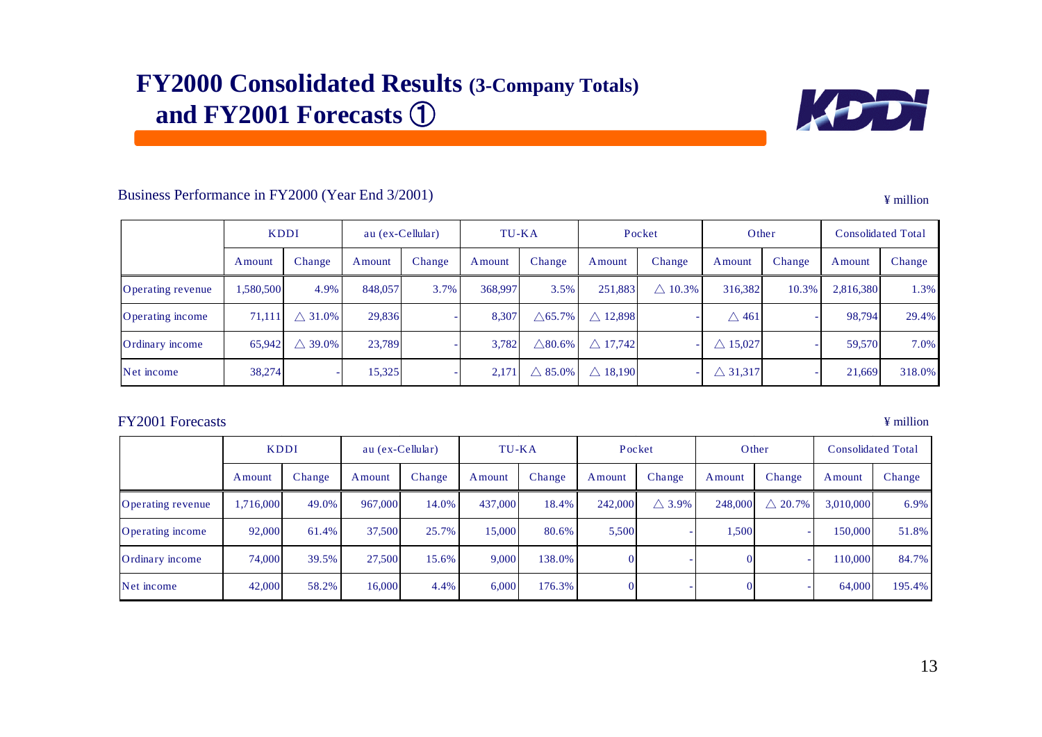# FY2000 Consolidated Results (3-Company Totals) and FY2001 Forecasts ①

Business Performance in FY2000 (Year End 3/2001)

¥ million

| | KDDI | | au (ex-Cellular) | | TU-KA | | Pocket | | Other | | Consolidated Total | |
|---|---|---|---|---|---|---|---|---|---|---|---|---|
| | Amount | Change | Amount | Change | Amount | Change | Amount | Change | Amount | Change | Amount | Change |
| Operating revenue | 1,580,500 | 4.9% | 848,057 | 3.7% | 368,997 | 3.5% | 251,883 | △ 10.3% | 316,382 | 10.3% | 2,816,380 | 1.3% |
| Operating income | 71,111 | △ 31.0% | 29,836 | - | 8,307 | △65.7% | △ 12,898 | - | △ 461 | - | 98,794 | 29.4% |
| Ordinary income | 65,942 | △ 39.0% | 23,789 | - | 3,782 | △80.6% | △ 17,742 | - | △ 15,027 | - | 59,570 | 7.0% |
| Net income | 38,274 | - | 15,325 | - | 2,171 | △ 85.0% | △ 18,190 | - | △ 31,317 | - | 21,669 | 318.0% |

FY2001 Forecasts

¥ million

| | KDDI | | au (ex-Cellular) | | TU-KA | | Pocket | | Other | | Consolidated Total | |
|---|---|---|---|---|---|---|---|---|---|---|---|---|
| | Amount | Change | Amount | Change | Amount | Change | Amount | Change | Amount | Change | Amount | Change |
| Operating revenue | 1,716,000 | 49.0% | 967,000 | 14.0% | 437,000 | 18.4% | 242,000 | △ 3.9% | 248,000 | △ 20.7% | 3,010,000 | 6.9% |
| Operating income | 92,000 | 61.4% | 37,500 | 25.7% | 15,000 | 80.6% | 5,500 | - | 1,500 | - | 150,000 | 51.8% |
| Ordinary income | 74,000 | 39.5% | 27,500 | 15.6% | 9,000 | 138.0% | 0 | - | 0 | - | 110,000 | 84.7% |
| Net income | 42,000 | 58.2% | 16,000 | 4.4% | 6,000 | 176.3% | 0 | - | 0 | - | 64,000 | 195.4% |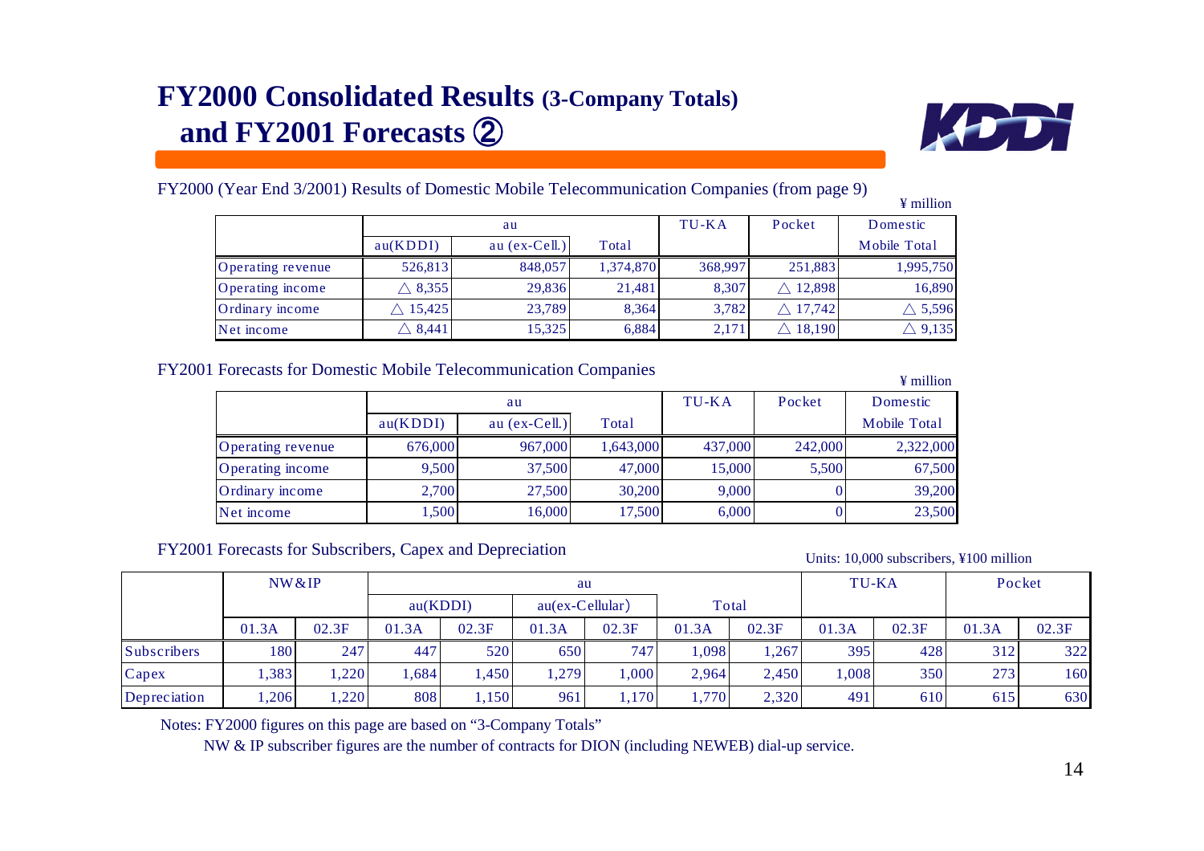# FY2000 Consolidated Results (3-Company Totals) and FY2001 Forecasts ②

FY2000 (Year End 3/2001) Results of Domestic Mobile Telecommunication Companies (from page 9)

¥ million

| | au | | | TU-KA | Pocket | Domestic Mobile Total |
|---|---|---|---|---|---|---|
| | au(KDDI) | au (ex-Cell.) | Total | | | |
| Operating revenue | 526,813 | 848,057 | 1,374,870 | 368,997 | 251,883 | 1,995,750 |
| Operating income | △ 8,355 | 29,836 | 21,481 | 8,307 | △ 12,898 | 16,890 |
| Ordinary income | △ 15,425 | 23,789 | 8,364 | 3,782 | △ 17,742 | △ 5,596 |
| Net income | △ 8,441 | 15,325 | 6,884 | 2,171 | △ 18,190 | △ 9,135 |

FY2001 Forecasts for Domestic Mobile Telecommunication Companies

¥ million

| | au | | | TU-KA | Pocket | Domestic Mobile Total |
|---|---|---|---|---|---|---|
| | au(KDDI) | au (ex-Cell.) | Total | | | |
| Operating revenue | 676,000 | 967,000 | 1,643,000 | 437,000 | 242,000 | 2,322,000 |
| Operating income | 9,500 | 37,500 | 47,000 | 15,000 | 5,500 | 67,500 |
| Ordinary income | 2,700 | 27,500 | 30,200 | 9,000 | 0 | 39,200 |
| Net income | 1,500 | 16,000 | 17,500 | 6,000 | 0 | 23,500 |

FY2001 Forecasts for Subscribers, Capex and Depreciation

Units: 10,000 subscribers, ¥100 million

| | NW&IP | | au | | | | | | TU-KA | | Pocket | |
|---|---|---|---|---|---|---|---|---|---|---|---|---|
| | | | au(KDDI) | | au(ex-Cellular) | | Total | | | | | |
| | 01.3A | 02.3F | 01.3A | 02.3F | 01.3A | 02.3F | 01.3A | 02.3F | 01.3A | 02.3F | 01.3A | 02.3F |
| Subscribers | 180 | 247 | 447 | 520 | 650 | 747 | 1,098 | 1,267 | 395 | 428 | 312 | 322 |
| Capex | 1,383 | 1,220 | 1,684 | 1,450 | 1,279 | 1,000 | 2,964 | 2,450 | 1,008 | 350 | 273 | 160 |
| Depreciation | 1,206 | 1,220 | 808 | 1,150 | 961 | 1,170 | 1,770 | 2,320 | 491 | 610 | 615 | 630 |

Notes: FY2000 figures on this page are based on "3-Company Totals"

NW & IP subscriber figures are the number of contracts for DION (including NEWEB) dial-up service.